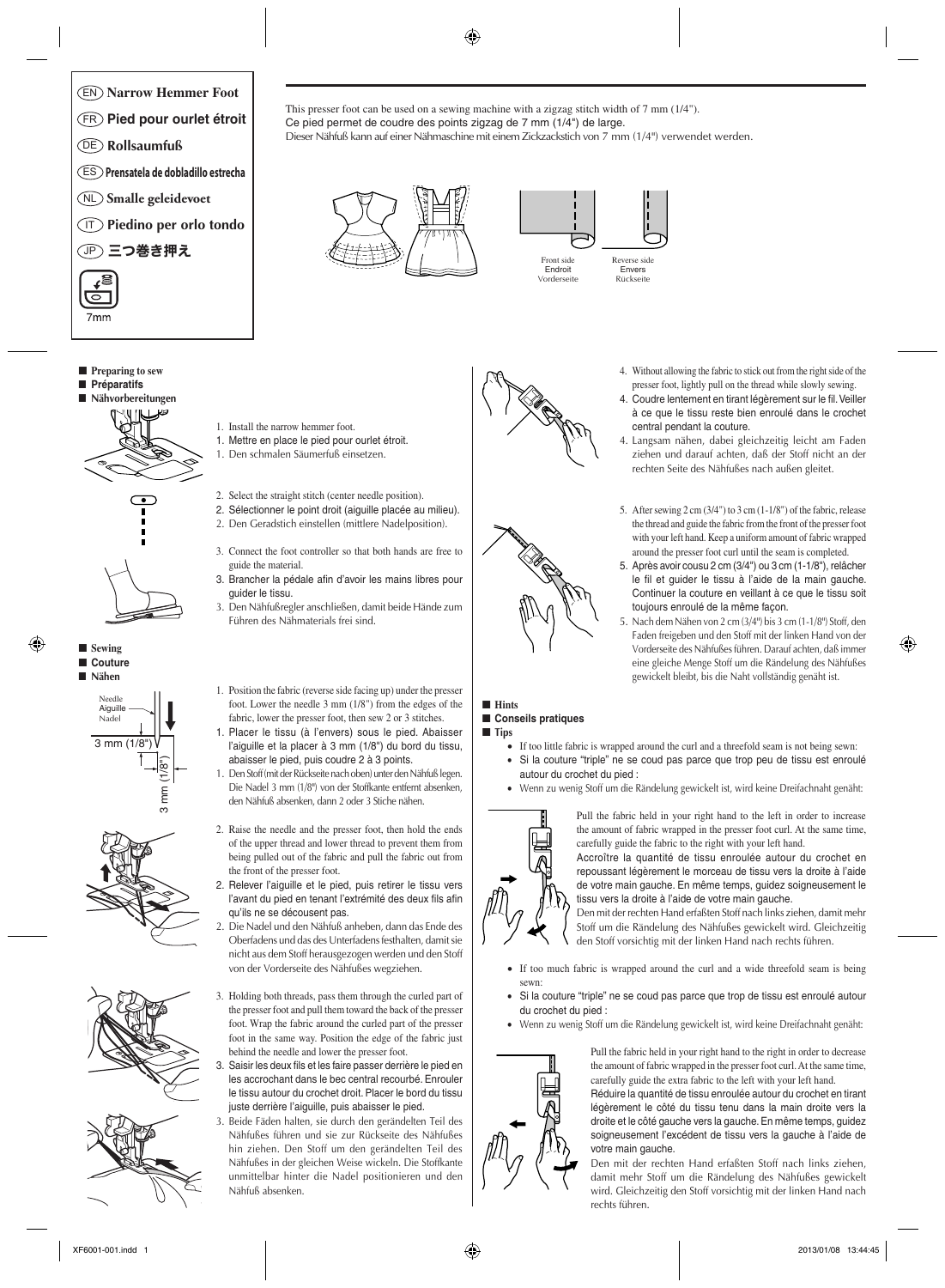EN **Narrow Hemmer Foot**

FR **Pied pour ourlet étroit**

DE **Rollsaumfuß**

ES **Prensatela de dobladillo estrecha**

NL **Smalle geleidevoet**

IT **Piedino per orlo tondo**

JP **三つ巻き押え**

7mm

This presser foot can be used on a sewing machine with a zigzag stitch width of 7 mm (1/4").
Ce pied permet de coudre des points zigzag de 7 mm (1/4") de large.
Dieser Nähfuß kann auf einer Nähmaschine mit einem Zickzackstich von 7 mm (1/4") verwendet werden.

Front side / Endroit / Vorderseite

Reverse side / Envers / Rückseite

## ■ Preparing to sew
## ■ Préparatifs
## ■ Nähvorbereitungen

1. Install the narrow hemmer foot.
1. Mettre en place le pied pour ourlet étroit.
1. Den schmalen Säumerfuß einsetzen.

2. Select the straight stitch (center needle position).
2. Sélectionner le point droit (aiguille placée au milieu).
2. Den Geradstich einstellen (mittlere Nadelposition).

3. Connect the foot controller so that both hands are free to guide the material.
3. Brancher la pédale afin d'avoir les mains libres pour guider le tissu.
3. Den Nähfußregler anschließen, damit beide Hände zum Führen des Nähmaterials frei sind.

## ■ Sewing
## ■ Couture
## ■ Nähen

Needle / Aiguille / Nadel

3 mm (1/8")

3 mm (1/8")

1. Position the fabric (reverse side facing up) under the presser foot. Lower the needle 3 mm (1/8") from the edges of the fabric, lower the presser foot, then sew 2 or 3 stitches.
1. Placer le tissu (à l'envers) sous le pied. Abaisser l'aiguille et la placer à 3 mm (1/8") du bord du tissu, abaisser le pied, puis coudre 2 à 3 points.
1. Den Stoff (mit der Rückseite nach oben) unter den Nähfuß legen. Die Nadel 3 mm (1/8") von der Stoffkante entfernt absenken, den Nähfuß absenken, dann 2 oder 3 Stiche nähen.

2. Raise the needle and the presser foot, then hold the ends of the upper thread and lower thread to prevent them from being pulled out of the fabric and pull the fabric out from the front of the presser foot.
2. Relever l'aiguille et le pied, puis retirer le tissu vers l'avant du pied en tenant l'extrémité des deux fils afin qu'ils ne se décousent pas.
2. Die Nadel und den Nähfuß anheben, dann das Ende des Oberfadens und das des Unterfadens festhalten, damit sie nicht aus dem Stoff herausgezogen werden und den Stoff von der Vorderseite des Nähfußes wegziehen.

3. Holding both threads, pass them through the curled part of the presser foot and pull them toward the back of the presser foot. Wrap the fabric around the curled part of the presser foot in the same way. Position the edge of the fabric just behind the needle and lower the presser foot.
3. Saisir les deux fils et les faire passer derrière le pied en les accrochant dans le bec central recourbé. Enrouler le tissu autour du crochet droit. Placer le bord du tissu juste derrière l'aiguille, puis abaisser le pied.
3. Beide Fäden halten, sie durch den gerändelten Teil des Nähfußes führen und sie zur Rückseite des Nähfußes hin ziehen. Den Stoff um den gerändelten Teil des Nähfußes in der gleichen Weise wickeln. Die Stoffkante unmittelbar hinter die Nadel positionieren und den Nähfuß absenken.

4. Without allowing the fabric to stick out from the right side of the presser foot, lightly pull on the thread while slowly sewing.
4. Coudre lentement en tirant légèrement sur le fil. Veiller à ce que le tissu reste bien enroulé dans le crochet central pendant la couture.
4. Langsam nähen, dabei gleichzeitig leicht am Faden ziehen und darauf achten, daß der Stoff nicht an der rechten Seite des Nähfußes nach außen gleitet.

5. After sewing 2 cm (3/4") to 3 cm (1-1/8") of the fabric, release the thread and guide the fabric from the front of the presser foot with your left hand. Keep a uniform amount of fabric wrapped around the presser foot curl until the seam is completed.
5. Après avoir cousu 2 cm (3/4") ou 3 cm (1-1/8"), relâcher le fil et guider le tissu à l'aide de la main gauche. Continuer la couture en veillant à ce que le tissu soit toujours enroulé de la même façon.
5. Nach dem Nähen von 2 cm (3/4") bis 3 cm (1-1/8") Stoff, den Faden freigeben und den Stoff mit der linken Hand von der Vorderseite des Nähfußes führen. Darauf achten, daß immer eine gleiche Menge Stoff um die Rändelung des Nähfußes gewickelt bleibt, bis die Naht vollständig genäht ist.

## ■ Hints
## ■ Conseils pratiques
## ■ Tips

- If too little fabric is wrapped around the curl and a threefold seam is not being sewn:
- Si la couture "triple" ne se coud pas parce que trop peu de tissu est enroulé autour du crochet du pied :
- Wenn zu wenig Stoff um die Rändelung gewickelt ist, wird keine Dreifachnaht genäht:

Pull the fabric held in your right hand to the left in order to increase the amount of fabric wrapped in the presser foot curl. At the same time, carefully guide the fabric to the right with your left hand.
Accroître la quantité de tissu enroulée autour du crochet en repoussant légèrement le morceau de tissu vers la droite à l'aide de votre main gauche. En même temps, guidez soigneusement le tissu vers la droite à l'aide de votre main gauche.
Den mit der rechten Hand erfaßten Stoff nach links ziehen, damit mehr Stoff um die Rändelung des Nähfußes gewickelt wird. Gleichzeitig den Stoff vorsichtig mit der linken Hand nach rechts führen.

- If too much fabric is wrapped around the curl and a wide threefold seam is being sewn:
- Si la couture "triple" ne se coud pas parce que trop de tissu est enroulé autour du crochet du pied :
- Wenn zu wenig Stoff um die Rändelung gewickelt ist, wird keine Dreifachnaht genäht:

Pull the fabric held in your right hand to the right in order to decrease the amount of fabric wrapped in the presser foot curl. At the same time, carefully guide the extra fabric to the left with your left hand.
Réduire la quantité de tissu enroulée autour du crochet en tirant légèrement le côté du tissu tenu dans la main droite vers la droite et le côté gauche vers la gauche. En même temps, guidez soigneusement l'excédent de tissu vers la gauche à l'aide de votre main gauche.
Den mit der rechten Hand erfaßten Stoff nach links ziehen, damit mehr Stoff um die Rändelung des Nähfußes gewickelt wird. Gleichzeitig den Stoff vorsichtig mit der linken Hand nach rechts führen.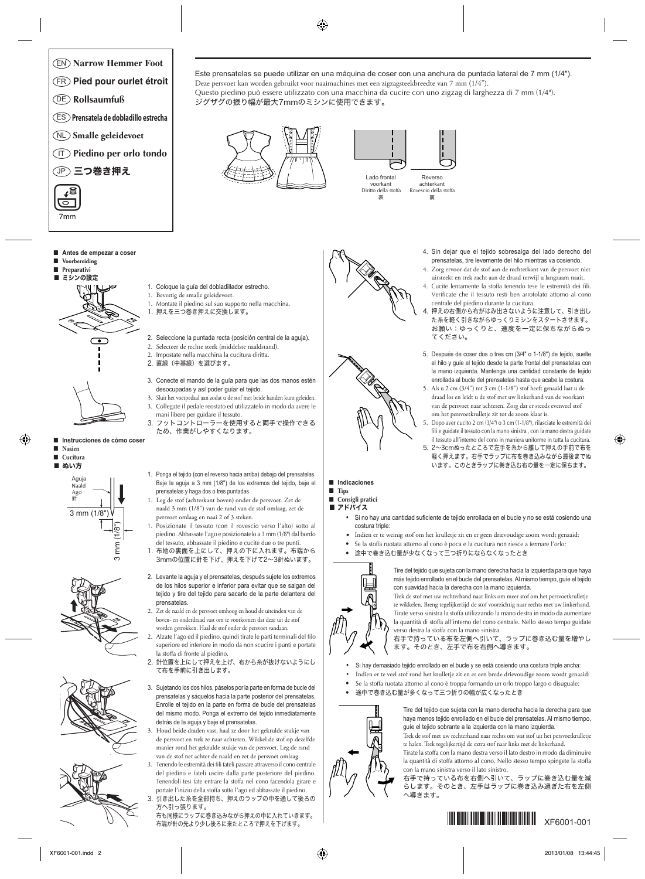EN **Narrow Hemmer Foot**

FR **Pied pour ourlet étroit**

DE **Rollsaumfuß**

ES **Prensatela de dobladillo estrecha**

NL **Smalle geleidevoet**

IT **Piedino per orlo tondo**

JP **三つ巻き押え**

7mm

Este prensatelas se puede utilizar en una máquina de coser con una anchura de puntada lateral de 7 mm (1/4").
Deze persvoet kan worden gebruikt voor naaimachines met een zigzagsteekbreedte van 7 mm (1/4").
Questo piedino può essere utilizzato con una macchina da cucire con uno zigzag di larghezza di 7 mm (1/4").
ジグザグの振り幅が最大7mmのミシンに使用できます。

Lado frontal
voorkant
Diritto della stoffa
表

Reverso
achterkant
Rovescio della stoffa
裏

## ■ Antes de empezar a coser
## ■ Voorbereiding
## ■ Preparativi
## ■ ミシンの設定

1. Coloque la guía del dobladillador estrecho.
1. Bevestig de smalle geleidevoet.
1. Montate il piedino sul suo supporto nella macchina.
1. 押えを三つ巻き押えに交換します。

2. Seleccione la puntada recta (posición central de la aguja).
2. Selecteer de rechte steek (middelste naaldstand).
2. Impostate nella macchina la cucitura diritta.
2. 直線（中基線）を選びます。

3. Conecte el mando de la guía para que las dos manos estén desocupadas y así poder guiar el tejido.
3. Sluit het voetpedaal aan zodat u de stof met beide handen kunt geleiden.
3. Collegate il pedale reostato ed utilizzatelo in modo da avere le mani libere per guidare il tessuto.
3. フットコントローラーを使用すると両手で操作できるため、作業がしやすくなります。

## ■ Instrucciones de cómo coser
## ■ Naaien
## ■ Cucitura
## ■ ぬい方

Aguja
Naald
Ago
針

3 mm (1/8")

3 mm (1/8")

1. Ponga el tejido (con el reverso hacia arriba) debajo del prensatelas. Baje la aguja a 3 mm (1/8") de los extremos del tejido, baje el prensatelas y haga dos o tres puntadas.
1. Leg de stof (achterkant boven) onder de persvoet. Zet de naald 3 mm (1/8") van de rand van de stof omlaag, zet de persvoet omlaag en naai 2 of 3 steken.
1. Posizionate il tessuto (con il rovescio verso l'alto) sotto al piedino. Abbassate l'ago e posizionatelo a 3 mm (1/8") dal bordo del tessuto, abbassate il piedino e cucite due o tre punti.
1. 布地の裏面を上にして、押えの下に入れます。布端から3mmの位置に針を下げ、押えを下げて2〜3針ぬいます。

2. Levante la aguja y el prensatelas, después sujete los extremos de los hilos superior e inferior para evitar que se salgan del tejido y tire del tejido para sacarlo de la parte delantera del prensatelas.
2. Zet de naald en de persvoet omhoog en houd de uiteinden van de boven- en onderdraad vast om te voorkomen dat deze uit de stof worden getrokken. Haal de stof onder de persvoet vandaan.
2. Alzate l'ago ed il piedino, quindi tirate le parti terminali del filo superiore ed inferiore in modo da non scucire i punti e portate la stoffa di fronte al piedino.
2. 針位置を上にして押えを上げ、布から糸が抜けないようにして布を手前に引き出します。

3. Sujetando los dos hilos, páselos por la parte en forma de bucle del prensatelas y sáquelos hacia la parte posterior del prensatelas. Enrolle el tejido en la parte en forma de bucle del prensatelas del mismo modo. Ponga el extremo del tejido inmediatamente detrás de la aguja y baje el prensatelas.
3. Houd beide draden vast, haal ze door het gekrulde stukje van de persvoet en trek ze naar achteren. Wikkel de stof op dezelfde manier rond het gekrulde stukje van de persvoet. Leg de rand van de stof net achter de naald en zet de persvoet omlaag.
3. Tenendo le estremità dei fili fateli passare attraverso il cono centrale del piedino e fateli uscire dalla parte posteriore del piedino. Tenendoli tesi fate entrare la stoffa nel cono facendola girare e portate l'inizio della stoffa sotto l'ago ed abbassate il piedino.
3. 引き出した糸を全部持ち、押えのラップの中を通して後ろの方へ引っ張ります。
布も同様にラップに巻き込みながら押えの中に入れていきます。布端が針の先より少し後ろに来たところで押えを下げます。

4. Sin dejar que el tejido sobresalga del lado derecho del prensatelas, tire levemente del hilo mientras va cosiendo.
4. Zorg ervoor dat de stof aan de rechterkant van de persvoet niet uitsteekt en trek zacht aan de draad terwijl u langzaam naait.
4. Cucite lentamente la stoffa tenendo tese le estremità dei fili. Verificate che il tessuto resti ben arrotolato attorno al cono centrale del piedino durante la cucitura.
4. 押えの右側から布がはみ出さないように注意して、引き出した糸を軽く引きながらゆっくりミシンをスタートさせます。
お願い：ゆっくりと、速度を一定に保ちながらぬってください。

5. Después de coser dos o tres cm (3/4" o 1-1/8") de tejido, suelte el hilo y guíe el tejido desde la parte frontal del prensatelas con la mano izquierda. Mantenga una cantidad constante de tejido enrollada al bucle del prensatelas hasta que acabe la costura.
5. Als u 2 cm (3/4") tot 3 cm (1-1/8") stof heeft genaaid laat u de draad los en leidt u de stof met uw linkerhand van de voorkant van de persvoet naar achteren. Zorg dat er steeds evenveel stof om het persvoetkrulletje zit tot de zoom klaar is.
5. Dopo aver cucito 2 cm (3/4") o 3 cm (1-1/8"), rilasciate le estremità dei fili e guidate il tessuto con la mano sinistra , con la mano destra guidate il tessuto all'interno del cono in maniera uniforme in tutta la cucitura.
5. 2〜3cmぬったところで左手を糸から離して押えの手前で布を軽く押えます。右手でラップに布を巻き込みながら最後までぬいます。このときラップに巻き込む布の量を一定に保ちます。

## ■ Indicaciones
## ■ Tips
## ■ Consigli pratici
## ■ アドバイス

- Si no hay una cantidad suficiente de tejido enrollada en el bucle y no se está cosiendo una costura triple:
- Indien er te weinig stof om het krulletje zit en er geen drievoudige zoom wordt genaaid:
- Se la stoffa ruotata attorno al cono è poca e la cucitura non riesce a fermare l'orlo:
- 途中で巻き込む量が少なくなって三つ折りにならなくなったとき

Tire del tejido que sujeta con la mano derecha hacia la izquierda para que haya más tejido enrollado en el bucle del prensatelas. Al mismo tiempo, guíe el tejido con suavidad hacia la derecha con la mano izquierda.
Trek de stof met uw rechterhand naar links om meer stof om het persvoetkrulletje te wikkelen. Breng tegelijkertijd de stof voorzichtig naar rechts met uw linkerhand.
Tirate verso sinistra la stoffa utilizzando la mano destra in modo da aumentare la quantità di stoffa all'interno del cono centrale. Nello stesso tempo guidate verso destra la stoffa con la mano sinistra.
右手で持っている布を左側へ引いて、ラップに巻き込む量を増やします。そのとき、左手で布を右側へ導きます。

- Si hay demasiado tejido enrollado en el bucle y se está cosiendo una costura triple ancha:
- Indien er te veel stof rond het krulletje zit en er een brede drievoudige zoom wordt genaaid:
- Se la stoffa ruotata attorno al cono è troppa formando un orlo troppo largo o disuguale:
- 途中で巻き込む量が多くなって三つ折りの幅が広くなったとき

Tire del tejido que sujeta con la mano derecha hacia la derecha para que haya menos tejido enrollado en el bucle del prensatelas. Al mismo tiempo, guíe el tejido sobrante a la izquierda con la mano izquierda.
Trek de stof met uw rechterhand naar rechts om wat stof uit het persvoetkrulletje te halen. Trek tegelijkertijd de extra stof naar links met de linkerhand.
Tirate la stoffa con la mano destra verso il lato destro in modo da diminuire la quantità di stoffa attorno al cono. Nello stesso tempo spingete la stoffa con la mano sinistra verso il lato sinistro.
右手で持っている布を右側へ引いて、ラップに巻き込む量を減らします。そのとき、左手はラップに巻き込み過ぎた布を左側へ導きます。

XF6001-001